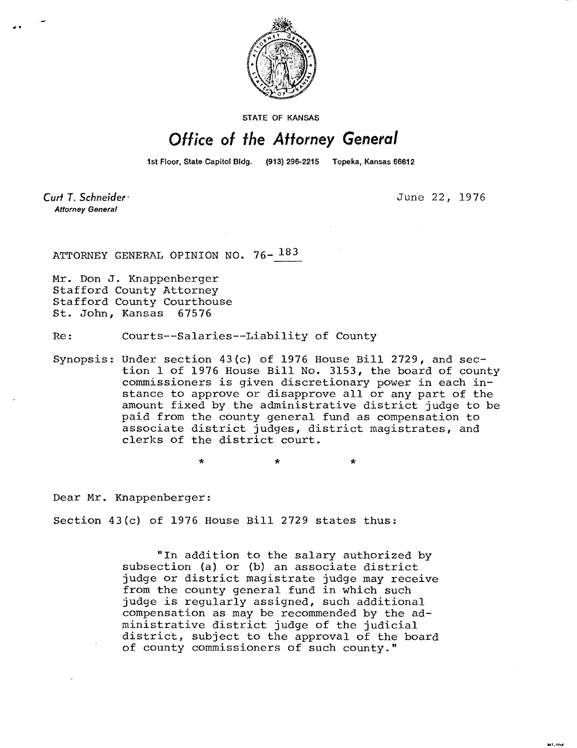STATE OF KANSAS

# Office of the Attorney General

1st Floor, State Capitol Bldg. (913) 296-2215 Topeka, Kansas 66612

*Curt T. Schneider*
**Attorney General**

June 22, 1976

ATTORNEY GENERAL OPINION NO. 76-183

Mr. Don J. Knappenberger
Stafford County Attorney
Stafford County Courthouse
St. John, Kansas 67576

Re: Courts--Salaries--Liability of County

Synopsis: Under section 43(c) of 1976 House Bill 2729, and section 1 of 1976 House Bill No. 3153, the board of county commissioners is given discretionary power in each instance to approve or disapprove all or any part of the amount fixed by the administrative district judge to be paid from the county general fund as compensation to associate district judges, district magistrates, and clerks of the district court.

\* \* \*

Dear Mr. Knappenberger:

Section 43(c) of 1976 House Bill 2729 states thus:

> "In addition to the salary authorized by subsection (a) or (b) an associate district judge or district magistrate judge may receive from the county general fund in which such judge is regularly assigned, such additional compensation as may be recommended by the administrative district judge of the judicial district, subject to the approval of the board of county commissioners of such county."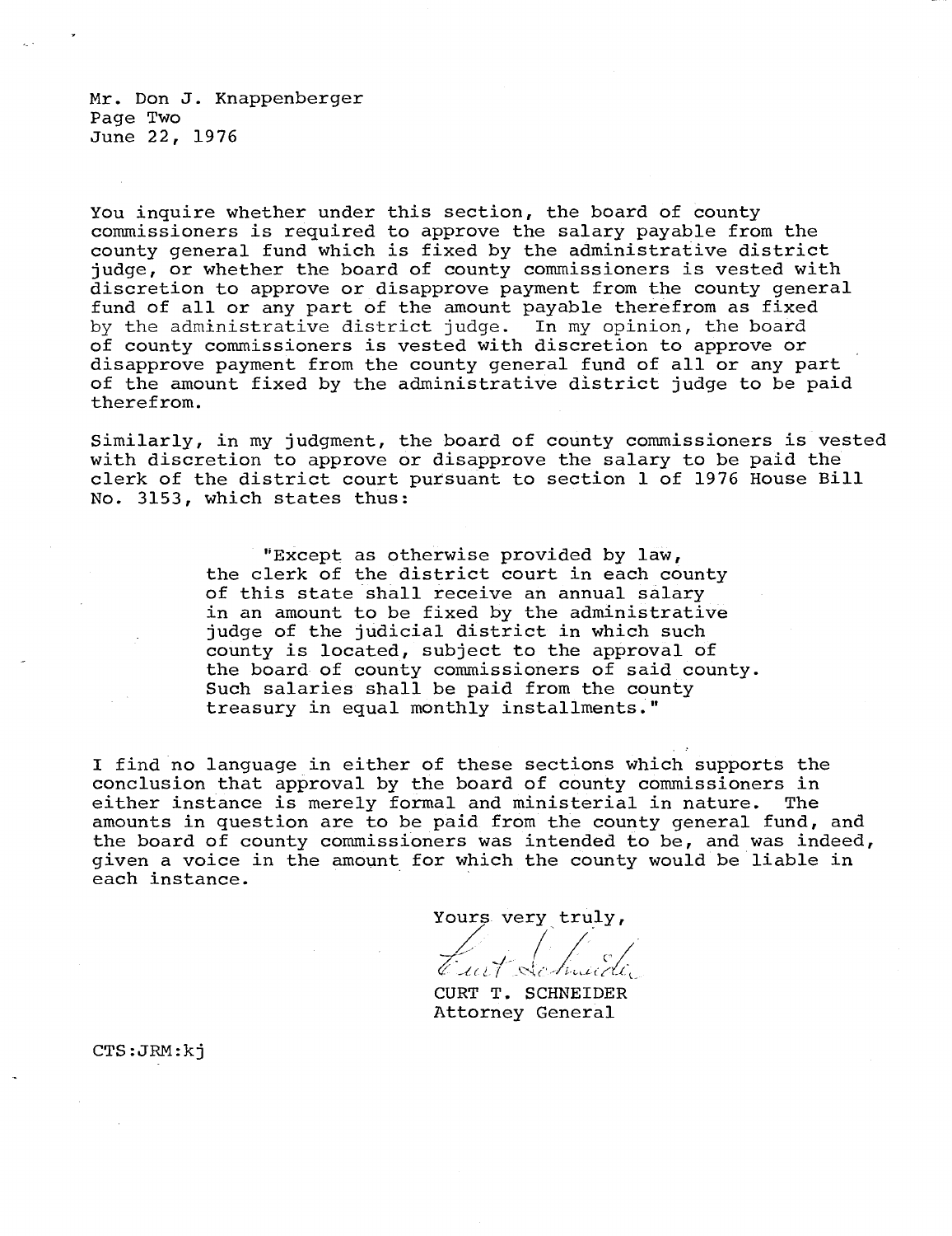Mr. Don J. Knappenberger
Page Two
June 22, 1976

You inquire whether under this section, the board of county commissioners is required to approve the salary payable from the county general fund which is fixed by the administrative district judge, or whether the board of county commissioners is vested with discretion to approve or disapprove payment from the county general fund of all or any part of the amount payable therefrom as fixed by the administrative district judge. In my opinion, the board of county commissioners is vested with discretion to approve or disapprove payment from the county general fund of all or any part of the amount fixed by the administrative district judge to be paid therefrom.

Similarly, in my judgment, the board of county commissioners is vested with discretion to approve or disapprove the salary to be paid the clerk of the district court pursuant to section 1 of 1976 House Bill No. 3153, which states thus:

> "Except as otherwise provided by law, the clerk of the district court in each county of this state shall receive an annual salary in an amount to be fixed by the administrative judge of the judicial district in which such county is located, subject to the approval of the board of county commissioners of said county. Such salaries shall be paid from the county treasury in equal monthly installments."

I find no language in either of these sections which supports the conclusion that approval by the board of county commissioners in either instance is merely formal and ministerial in nature. The amounts in question are to be paid from the county general fund, and the board of county commissioners was intended to be, and was indeed, given a voice in the amount for which the county would be liable in each instance.

Yours very truly,

CURT T. SCHNEIDER
Attorney General

CTS:JRM:kj